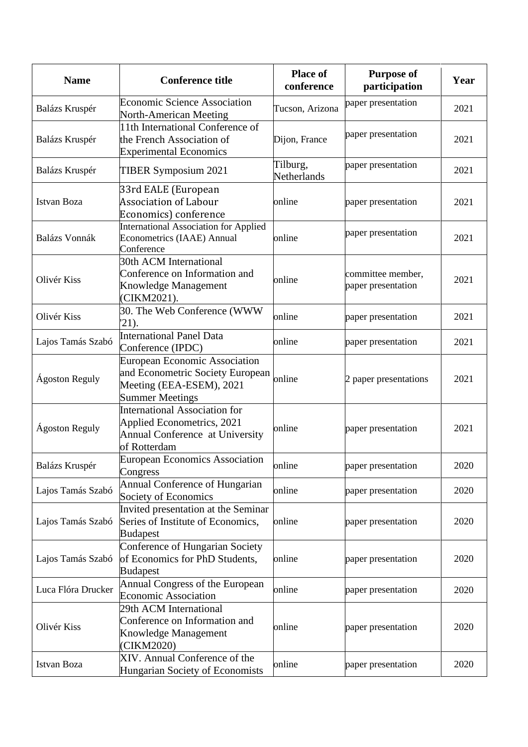| Name | Conference title | Place of conference | Purpose of participation | Year |
|---|---|---|---|---|
| Balázs Kruspér | Economic Science Association North-American Meeting | Tucson, Arizona | paper presentation | 2021 |
| Balázs Kruspér | 11th International Conference of the French Association of Experimental Economics | Dijon, France | paper presentation | 2021 |
| Balázs Kruspér | TIBER Symposium 2021 | Tilburg, Netherlands | paper presentation | 2021 |
| Istvan Boza | 33rd EALE (European Association of Labour Economics) conference | online | paper presentation | 2021 |
| Balázs Vonnák | International Association for Applied Econometrics (IAAE) Annual Conference | online | paper presentation | 2021 |
| Olivér Kiss | 30th ACM International Conference on Information and Knowledge Management (CIKM2021). | online | committee member, paper presentation | 2021 |
| Olivér Kiss | 30. The Web Conference (WWW '21). | online | paper presentation | 2021 |
| Lajos Tamás Szabó | International Panel Data Conference (IPDC) | online | paper presentation | 2021 |
| Ágoston Reguly | European Economic Association and Econometric Society European Meeting (EEA-ESEM), 2021 Summer Meetings | online | 2 paper presentations | 2021 |
| Ágoston Reguly | International Association for Applied Econometrics, 2021 Annual Conference at University of Rotterdam | online | paper presentation | 2021 |
| Balázs Kruspér | European Economics Association Congress | online | paper presentation | 2020 |
| Lajos Tamás Szabó | Annual Conference of Hungarian Society of Economics | online | paper presentation | 2020 |
| Lajos Tamás Szabó | Invited presentation at the Seminar Series of Institute of Economics, Budapest | online | paper presentation | 2020 |
| Lajos Tamás Szabó | Conference of Hungarian Society of Economics for PhD Students, Budapest | online | paper presentation | 2020 |
| Luca Flóra Drucker | Annual Congress of the European Economic Association | online | paper presentation | 2020 |
| Olivér Kiss | 29th ACM International Conference on Information and Knowledge Management (CIKM2020) | online | paper presentation | 2020 |
| Istvan Boza | XIV. Annual Conference of the Hungarian Society of Economists | online | paper presentation | 2020 |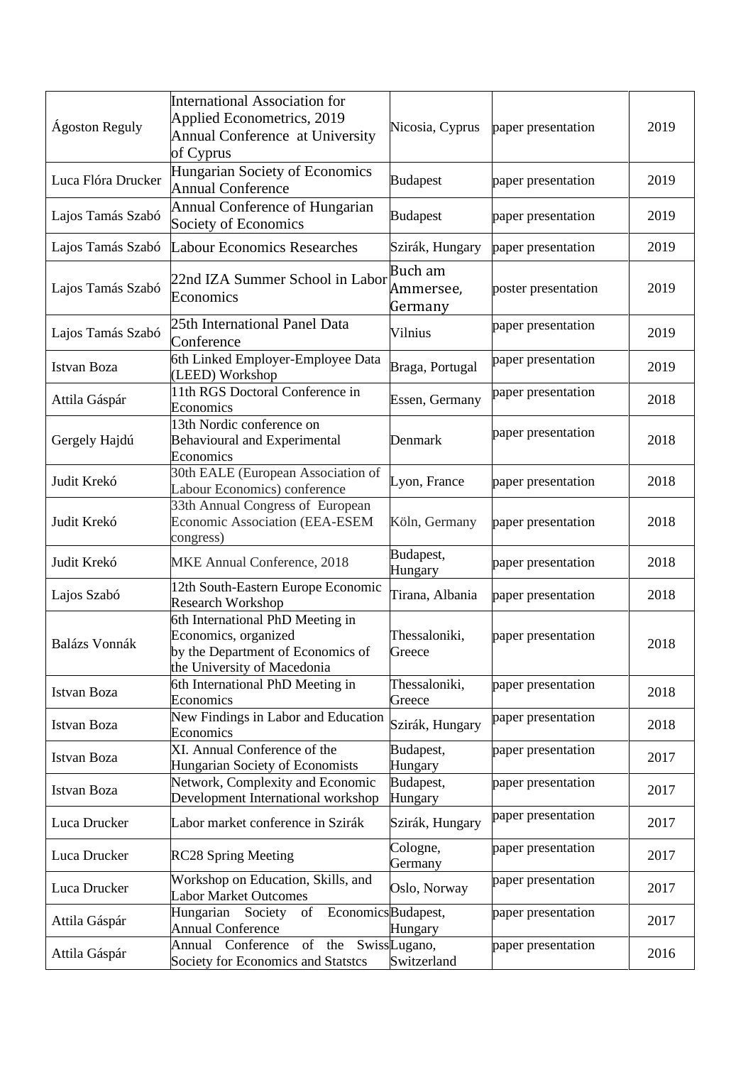| | | | | |
|---|---|---|---|---|
| Ágoston Reguly | International Association for Applied Econometrics, 2019 Annual Conference at University of Cyprus | Nicosia, Cyprus | paper presentation | 2019 |
| Luca Flóra Drucker | Hungarian Society of Economics Annual Conference | Budapest | paper presentation | 2019 |
| Lajos Tamás Szabó | Annual Conference of Hungarian Society of Economics | Budapest | paper presentation | 2019 |
| Lajos Tamás Szabó | Labour Economics Researches | Szirák, Hungary | paper presentation | 2019 |
| Lajos Tamás Szabó | 22nd IZA Summer School in Labor Economics | Buch am Ammersee, Germany | poster presentation | 2019 |
| Lajos Tamás Szabó | 25th International Panel Data Conference | Vilnius | paper presentation | 2019 |
| Istvan Boza | 6th Linked Employer-Employee Data (LEED) Workshop | Braga, Portugal | paper presentation | 2019 |
| Attila Gáspár | 11th RGS Doctoral Conference in Economics | Essen, Germany | paper presentation | 2018 |
| Gergely Hajdú | 13th Nordic conference on Behavioural and Experimental Economics | Denmark | paper presentation | 2018 |
| Judit Krekó | 30th EALE (European Association of Labour Economics) conference | Lyon, France | paper presentation | 2018 |
| Judit Krekó | 33th Annual Congress of European Economic Association (EEA-ESEM congress) | Köln, Germany | paper presentation | 2018 |
| Judit Krekó | MKE Annual Conference, 2018 | Budapest, Hungary | paper presentation | 2018 |
| Lajos Szabó | 12th South-Eastern Europe Economic Research Workshop | Tirana, Albania | paper presentation | 2018 |
| Balázs Vonnák | 6th International PhD Meeting in Economics, organized by the Department of Economics of the University of Macedonia | Thessaloniki, Greece | paper presentation | 2018 |
| Istvan Boza | 6th International PhD Meeting in Economics | Thessaloniki, Greece | paper presentation | 2018 |
| Istvan Boza | New Findings in Labor and Education Economics | Szirák, Hungary | paper presentation | 2018 |
| Istvan Boza | XI. Annual Conference of the Hungarian Society of Economists | Budapest, Hungary | paper presentation | 2017 |
| Istvan Boza | Network, Complexity and Economic Development International workshop | Budapest, Hungary | paper presentation | 2017 |
| Luca Drucker | Labor market conference in Szirák | Szirák, Hungary | paper presentation | 2017 |
| Luca Drucker | RC28 Spring Meeting | Cologne, Germany | paper presentation | 2017 |
| Luca Drucker | Workshop on Education, Skills, and Labor Market Outcomes | Oslo, Norway | paper presentation | 2017 |
| Attila Gáspár | Hungarian Society of Economics Annual Conference | Budapest, Hungary | paper presentation | 2017 |
| Attila Gáspár | Annual Conference of the Swiss Society for Economics and Statstcs | Lugano, Switzerland | paper presentation | 2016 |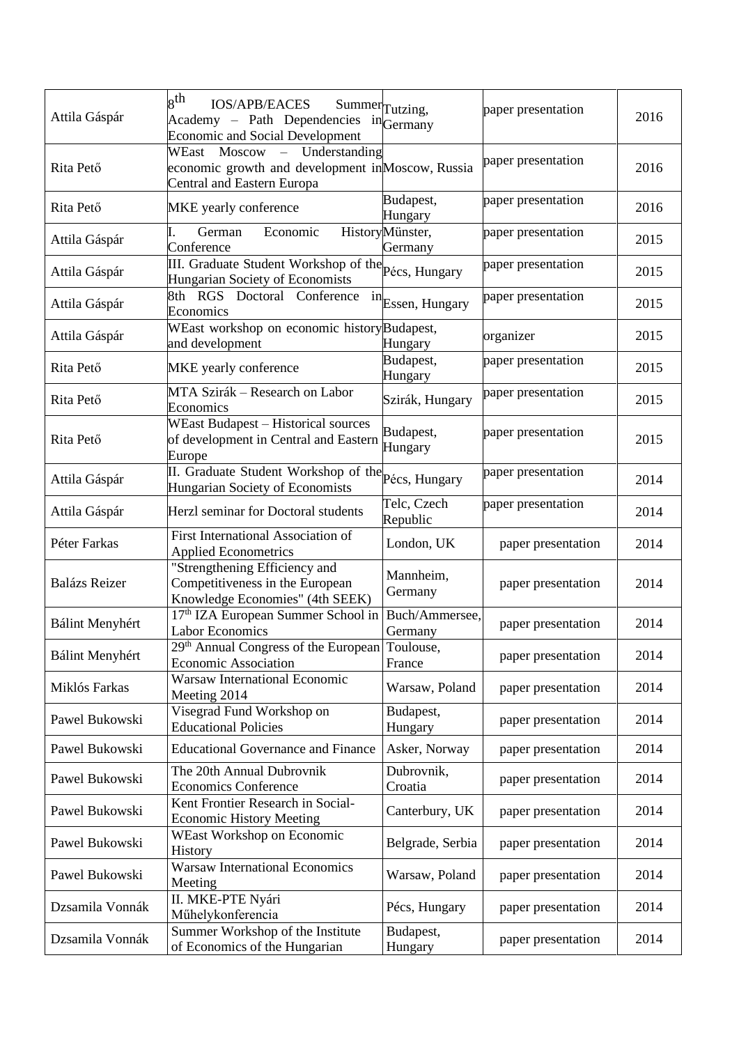| | | | | |
|---|---|---|---|---|
| Attila Gáspár | 8th IOS/APB/EACES Summer Academy – Path Dependencies in Economic and Social Development | Tutzing, Germany | paper presentation | 2016 |
| Rita Pető | WEast Moscow – Understanding economic growth and development in Central and Eastern Europa | Moscow, Russia | paper presentation | 2016 |
| Rita Pető | MKE yearly conference | Budapest, Hungary | paper presentation | 2016 |
| Attila Gáspár | I. German Economic History Conference | Münster, Germany | paper presentation | 2015 |
| Attila Gáspár | III. Graduate Student Workshop of the Hungarian Society of Economists | Pécs, Hungary | paper presentation | 2015 |
| Attila Gáspár | 8th RGS Doctoral Conference in Economics | Essen, Hungary | paper presentation | 2015 |
| Attila Gáspár | WEast workshop on economic history and development | Budapest, Hungary | organizer | 2015 |
| Rita Pető | MKE yearly conference | Budapest, Hungary | paper presentation | 2015 |
| Rita Pető | MTA Szirák – Research on Labor Economics | Szirák, Hungary | paper presentation | 2015 |
| Rita Pető | WEast Budapest – Historical sources of development in Central and Eastern Europe | Budapest, Hungary | paper presentation | 2015 |
| Attila Gáspár | II. Graduate Student Workshop of the Hungarian Society of Economists | Pécs, Hungary | paper presentation | 2014 |
| Attila Gáspár | Herzl seminar for Doctoral students | Telc, Czech Republic | paper presentation | 2014 |
| Péter Farkas | First International Association of Applied Econometrics | London, UK | paper presentation | 2014 |
| Balázs Reizer | "Strengthening Efficiency and Competitiveness in the European Knowledge Economies" (4th SEEK) | Mannheim, Germany | paper presentation | 2014 |
| Bálint Menyhért | 17th IZA European Summer School in Labor Economics | Buch/Ammersee, Germany | paper presentation | 2014 |
| Bálint Menyhért | 29th Annual Congress of the European Economic Association | Toulouse, France | paper presentation | 2014 |
| Miklós Farkas | Warsaw International Economic Meeting 2014 | Warsaw, Poland | paper presentation | 2014 |
| Pawel Bukowski | Visegrad Fund Workshop on Educational Policies | Budapest, Hungary | paper presentation | 2014 |
| Pawel Bukowski | Educational Governance and Finance | Asker, Norway | paper presentation | 2014 |
| Pawel Bukowski | The 20th Annual Dubrovnik Economics Conference | Dubrovnik, Croatia | paper presentation | 2014 |
| Pawel Bukowski | Kent Frontier Research in Social-Economic History Meeting | Canterbury, UK | paper presentation | 2014 |
| Pawel Bukowski | WEast Workshop on Economic History | Belgrade, Serbia | paper presentation | 2014 |
| Pawel Bukowski | Warsaw International Economics Meeting | Warsaw, Poland | paper presentation | 2014 |
| Dzsamila Vonnák | II. MKE-PTE Nyári Műhelykonferencia | Pécs, Hungary | paper presentation | 2014 |
| Dzsamila Vonnák | Summer Workshop of the Institute of Economics of the Hungarian | Budapest, Hungary | paper presentation | 2014 |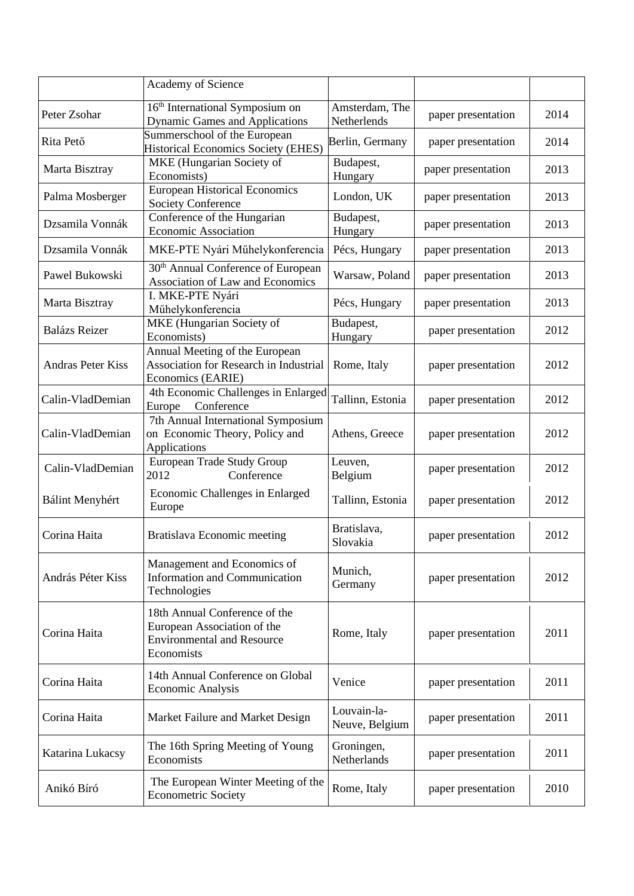| | | | | |
|---|---|---|---|---|
| | Academy of Science | | | |
| Peter Zsohar | 16th International Symposium on Dynamic Games and Applications | Amsterdam, The Netherlends | paper presentation | 2014 |
| Rita Pető | Summerschool of the European Historical Economics Society (EHES) | Berlin, Germany | paper presentation | 2014 |
| Marta Bisztray | MKE (Hungarian Society of Economists) | Budapest, Hungary | paper presentation | 2013 |
| Palma Mosberger | European Historical Economics Society Conference | London, UK | paper presentation | 2013 |
| Dzsamila Vonnák | Conference of the Hungarian Economic Association | Budapest, Hungary | paper presentation | 2013 |
| Dzsamila Vonnák | MKE-PTE Nyári Műhelykonferencia | Pécs, Hungary | paper presentation | 2013 |
| Pawel Bukowski | 30th Annual Conference of European Association of Law and Economics | Warsaw, Poland | paper presentation | 2013 |
| Marta Bisztray | I. MKE-PTE Nyári Műhelykonferencia | Pécs, Hungary | paper presentation | 2013 |
| Balázs Reizer | MKE (Hungarian Society of Economists) | Budapest, Hungary | paper presentation | 2012 |
| Andras Peter Kiss | Annual Meeting of the European Association for Research in Industrial Economics (EARIE) | Rome, Italy | paper presentation | 2012 |
| Calin-VladDemian | 4th Economic Challenges in Enlarged Europe Conference | Tallinn, Estonia | paper presentation | 2012 |
| Calin-VladDemian | 7th Annual International Symposium on Economic Theory, Policy and Applications | Athens, Greece | paper presentation | 2012 |
| Calin-VladDemian | European Trade Study Group 2012 Conference | Leuven, Belgium | paper presentation | 2012 |
| Bálint Menyhért | Economic Challenges in Enlarged Europe | Tallinn, Estonia | paper presentation | 2012 |
| Corina Haita | Bratislava Economic meeting | Bratislava, Slovakia | paper presentation | 2012 |
| András Péter Kiss | Management and Economics of Information and Communication Technologies | Munich, Germany | paper presentation | 2012 |
| Corina Haita | 18th Annual Conference of the European Association of the Environmental and Resource Economists | Rome, Italy | paper presentation | 2011 |
| Corina Haita | 14th Annual Conference on Global Economic Analysis | Venice | paper presentation | 2011 |
| Corina Haita | Market Failure and Market Design | Louvain-la-Neuve, Belgium | paper presentation | 2011 |
| Katarina Lukacsy | The 16th Spring Meeting of Young Economists | Groningen, Netherlands | paper presentation | 2011 |
| Anikó Bíró | The European Winter Meeting of the Econometric Society | Rome, Italy | paper presentation | 2010 |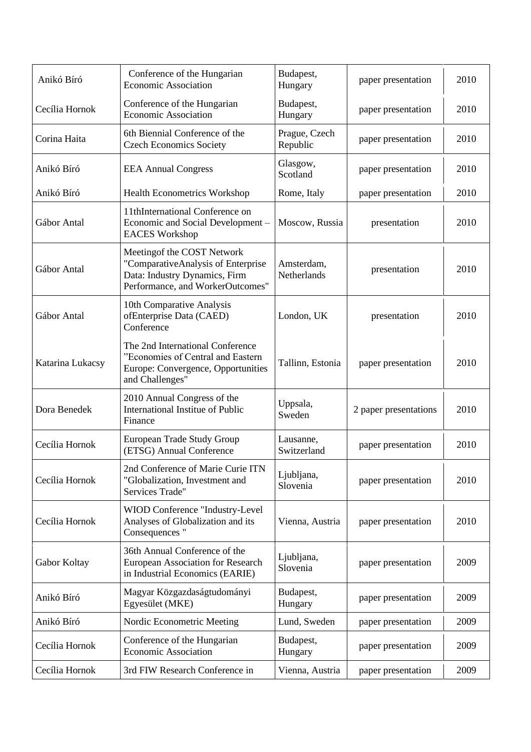| | | | | |
|---|---|---|---|---|
| Anikó Bíró | Conference of the Hungarian Economic Association | Budapest, Hungary | paper presentation | 2010 |
| Cecília Hornok | Conference of the Hungarian Economic Association | Budapest, Hungary | paper presentation | 2010 |
| Corina Haita | 6th Biennial Conference of the Czech Economics Society | Prague, Czech Republic | paper presentation | 2010 |
| Anikó Bíró | EEA Annual Congress | Glasgow, Scotland | paper presentation | 2010 |
| Anikó Bíró | Health Econometrics Workshop | Rome, Italy | paper presentation | 2010 |
| Gábor Antal | 11thInternational Conference on Economic and Social Development – EACES Workshop | Moscow, Russia | presentation | 2010 |
| Gábor Antal | Meetingof the COST Network "ComparativeAnalysis of Enterprise Data: Industry Dynamics, Firm Performance, and WorkerOutcomes" | Amsterdam, Netherlands | presentation | 2010 |
| Gábor Antal | 10th Comparative Analysis ofEnterprise Data (CAED) Conference | London, UK | presentation | 2010 |
| Katarina Lukacsy | The 2nd International Conference "Economies of Central and Eastern Europe: Convergence, Opportunities and Challenges" | Tallinn, Estonia | paper presentation | 2010 |
| Dora Benedek | 2010 Annual Congress of the International Institue of Public Finance | Uppsala, Sweden | 2 paper presentations | 2010 |
| Cecília Hornok | European Trade Study Group (ETSG) Annual Conference | Lausanne, Switzerland | paper presentation | 2010 |
| Cecília Hornok | 2nd Conference of Marie Curie ITN "Globalization, Investment and Services Trade" | Ljubljana, Slovenia | paper presentation | 2010 |
| Cecília Hornok | WIOD Conference "Industry-Level Analyses of Globalization and its Consequences " | Vienna, Austria | paper presentation | 2010 |
| Gabor Koltay | 36th Annual Conference of the European Association for Research in Industrial Economics (EARIE) | Ljubljana, Slovenia | paper presentation | 2009 |
| Anikó Bíró | Magyar Közgazdaságtudományi Egyesület (MKE) | Budapest, Hungary | paper presentation | 2009 |
| Anikó Bíró | Nordic Econometric Meeting | Lund, Sweden | paper presentation | 2009 |
| Cecília Hornok | Conference of the Hungarian Economic Association | Budapest, Hungary | paper presentation | 2009 |
| Cecília Hornok | 3rd FIW Research Conference in | Vienna, Austria | paper presentation | 2009 |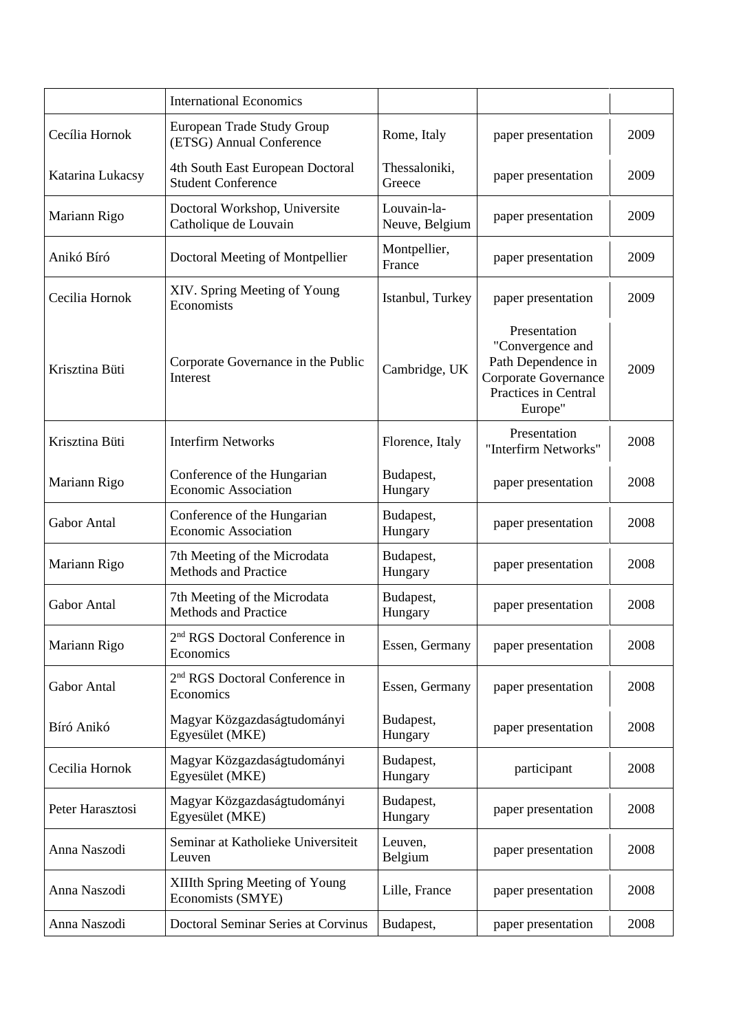| | | | | |
|---|---|---|---|---|
| | International Economics | | | |
| Cecília Hornok | European Trade Study Group (ETSG) Annual Conference | Rome, Italy | paper presentation | 2009 |
| Katarina Lukacsy | 4th South East European Doctoral Student Conference | Thessaloniki, Greece | paper presentation | 2009 |
| Mariann Rigo | Doctoral Workshop, Universite Catholique de Louvain | Louvain-la-Neuve, Belgium | paper presentation | 2009 |
| Anikó Bíró | Doctoral Meeting of Montpellier | Montpellier, France | paper presentation | 2009 |
| Cecilia Hornok | XIV. Spring Meeting of Young Economists | Istanbul, Turkey | paper presentation | 2009 |
| Krisztina Büti | Corporate Governance in the Public Interest | Cambridge, UK | Presentation "Convergence and Path Dependence in Corporate Governance Practices in Central Europe" | 2009 |
| Krisztina Büti | Interfirm Networks | Florence, Italy | Presentation "Interfirm Networks" | 2008 |
| Mariann Rigo | Conference of the Hungarian Economic Association | Budapest, Hungary | paper presentation | 2008 |
| Gabor Antal | Conference of the Hungarian Economic Association | Budapest, Hungary | paper presentation | 2008 |
| Mariann Rigo | 7th Meeting of the Microdata Methods and Practice | Budapest, Hungary | paper presentation | 2008 |
| Gabor Antal | 7th Meeting of the Microdata Methods and Practice | Budapest, Hungary | paper presentation | 2008 |
| Mariann Rigo | 2nd RGS Doctoral Conference in Economics | Essen, Germany | paper presentation | 2008 |
| Gabor Antal | 2nd RGS Doctoral Conference in Economics | Essen, Germany | paper presentation | 2008 |
| Bíró Anikó | Magyar Közgazdaságtudományi Egyesület (MKE) | Budapest, Hungary | paper presentation | 2008 |
| Cecilia Hornok | Magyar Közgazdaságtudományi Egyesület (MKE) | Budapest, Hungary | participant | 2008 |
| Peter Harasztosi | Magyar Közgazdaságtudományi Egyesület (MKE) | Budapest, Hungary | paper presentation | 2008 |
| Anna Naszodi | Seminar at Katholieke Universiteit Leuven | Leuven, Belgium | paper presentation | 2008 |
| Anna Naszodi | XIIIth Spring Meeting of Young Economists (SMYE) | Lille, France | paper presentation | 2008 |
| Anna Naszodi | Doctoral Seminar Series at Corvinus | Budapest, | paper presentation | 2008 |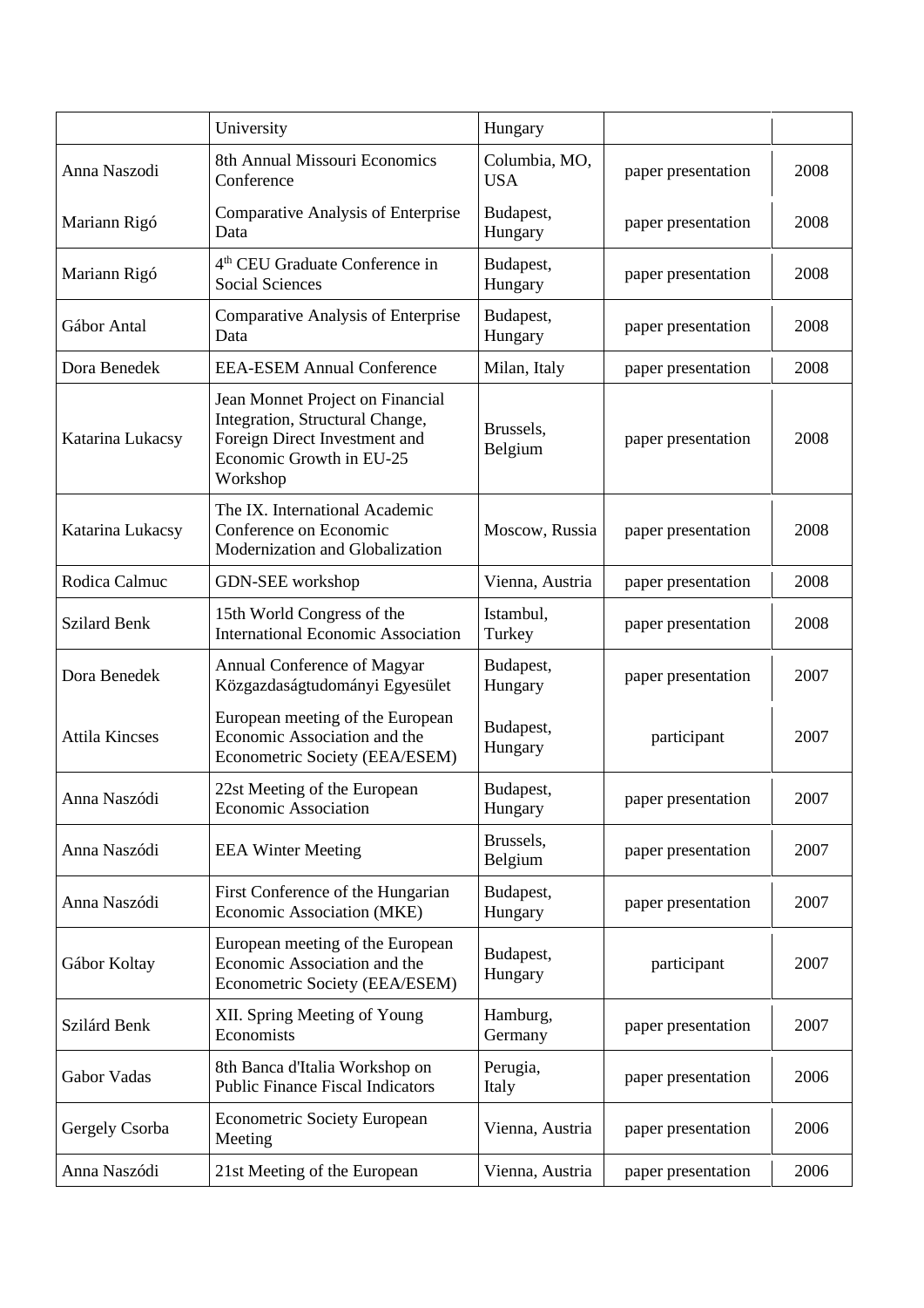| | | | | |
|---|---|---|---|---|
| | University | Hungary | | |
| Anna Naszodi | 8th Annual Missouri Economics Conference | Columbia, MO, USA | paper presentation | 2008 |
| Mariann Rigó | Comparative Analysis of Enterprise Data | Budapest, Hungary | paper presentation | 2008 |
| Mariann Rigó | 4th CEU Graduate Conference in Social Sciences | Budapest, Hungary | paper presentation | 2008 |
| Gábor Antal | Comparative Analysis of Enterprise Data | Budapest, Hungary | paper presentation | 2008 |
| Dora Benedek | EEA-ESEM Annual Conference | Milan, Italy | paper presentation | 2008 |
| Katarina Lukacsy | Jean Monnet Project on Financial Integration, Structural Change, Foreign Direct Investment and Economic Growth in EU-25 Workshop | Brussels, Belgium | paper presentation | 2008 |
| Katarina Lukacsy | The IX. International Academic Conference on Economic Modernization and Globalization | Moscow, Russia | paper presentation | 2008 |
| Rodica Calmuc | GDN-SEE workshop | Vienna, Austria | paper presentation | 2008 |
| Szilard Benk | 15th World Congress of the International Economic Association | Istambul, Turkey | paper presentation | 2008 |
| Dora Benedek | Annual Conference of Magyar Közgazdaságtudományi Egyesület | Budapest, Hungary | paper presentation | 2007 |
| Attila Kincses | European meeting of the European Economic Association and the Econometric Society (EEA/ESEM) | Budapest, Hungary | participant | 2007 |
| Anna Naszódi | 22st Meeting of the European Economic Association | Budapest, Hungary | paper presentation | 2007 |
| Anna Naszódi | EEA Winter Meeting | Brussels, Belgium | paper presentation | 2007 |
| Anna Naszódi | First Conference of the Hungarian Economic Association (MKE) | Budapest, Hungary | paper presentation | 2007 |
| Gábor Koltay | European meeting of the European Economic Association and the Econometric Society (EEA/ESEM) | Budapest, Hungary | participant | 2007 |
| Szilárd Benk | XII. Spring Meeting of Young Economists | Hamburg, Germany | paper presentation | 2007 |
| Gabor Vadas | 8th Banca d'Italia Workshop on Public Finance Fiscal Indicators | Perugia, Italy | paper presentation | 2006 |
| Gergely Csorba | Econometric Society European Meeting | Vienna, Austria | paper presentation | 2006 |
| Anna Naszódi | 21st Meeting of the European | Vienna, Austria | paper presentation | 2006 |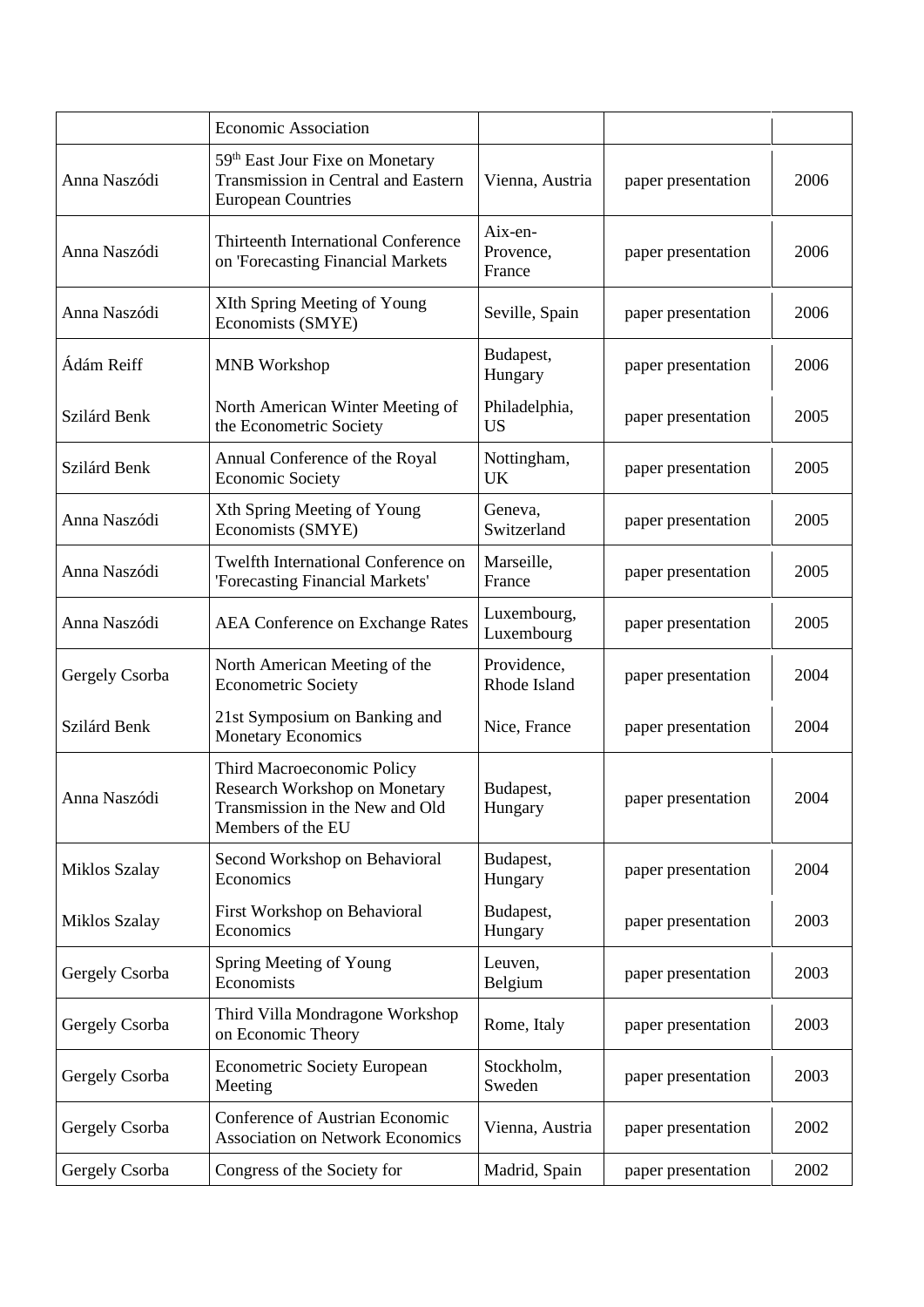| | | | | |
|---|---|---|---|---|
| | Economic Association | | | |
| Anna Naszódi | 59th East Jour Fixe on Monetary Transmission in Central and Eastern European Countries | Vienna, Austria | paper presentation | 2006 |
| Anna Naszódi | Thirteenth International Conference on 'Forecasting Financial Markets | Aix-en-Provence, France | paper presentation | 2006 |
| Anna Naszódi | XIth Spring Meeting of Young Economists (SMYE) | Seville, Spain | paper presentation | 2006 |
| Ádám Reiff | MNB Workshop | Budapest, Hungary | paper presentation | 2006 |
| Szilárd Benk | North American Winter Meeting of the Econometric Society | Philadelphia, US | paper presentation | 2005 |
| Szilárd Benk | Annual Conference of the Royal Economic Society | Nottingham, UK | paper presentation | 2005 |
| Anna Naszódi | Xth Spring Meeting of Young Economists (SMYE) | Geneva, Switzerland | paper presentation | 2005 |
| Anna Naszódi | Twelfth International Conference on 'Forecasting Financial Markets' | Marseille, France | paper presentation | 2005 |
| Anna Naszódi | AEA Conference on Exchange Rates | Luxembourg, Luxembourg | paper presentation | 2005 |
| Gergely Csorba | North American Meeting of the Econometric Society | Providence, Rhode Island | paper presentation | 2004 |
| Szilárd Benk | 21st Symposium on Banking and Monetary Economics | Nice, France | paper presentation | 2004 |
| Anna Naszódi | Third Macroeconomic Policy Research Workshop on Monetary Transmission in the New and Old Members of the EU | Budapest, Hungary | paper presentation | 2004 |
| Miklos Szalay | Second Workshop on Behavioral Economics | Budapest, Hungary | paper presentation | 2004 |
| Miklos Szalay | First Workshop on Behavioral Economics | Budapest, Hungary | paper presentation | 2003 |
| Gergely Csorba | Spring Meeting of Young Economists | Leuven, Belgium | paper presentation | 2003 |
| Gergely Csorba | Third Villa Mondragone Workshop on Economic Theory | Rome, Italy | paper presentation | 2003 |
| Gergely Csorba | Econometric Society European Meeting | Stockholm, Sweden | paper presentation | 2003 |
| Gergely Csorba | Conference of Austrian Economic Association on Network Economics | Vienna, Austria | paper presentation | 2002 |
| Gergely Csorba | Congress of the Society for | Madrid, Spain | paper presentation | 2002 |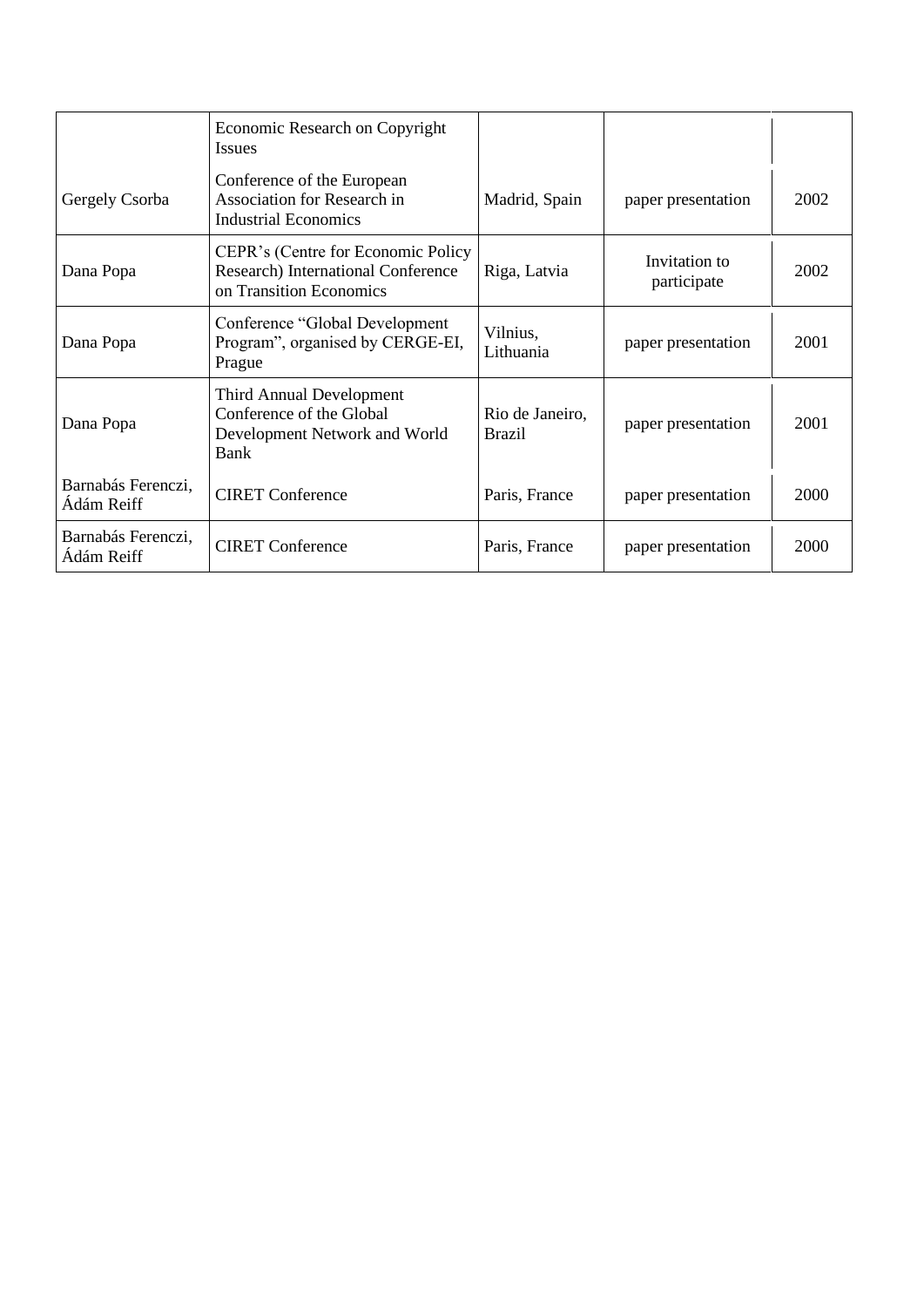| | | | | |
|---|---|---|---|---|
| | Economic Research on Copyright Issues | | | |
| Gergely Csorba | Conference of the European Association for Research in Industrial Economics | Madrid, Spain | paper presentation | 2002 |
| Dana Popa | CEPR's (Centre for Economic Policy Research) International Conference on Transition Economics | Riga, Latvia | Invitation to participate | 2002 |
| Dana Popa | Conference "Global Development Program", organised by CERGE-EI, Prague | Vilnius, Lithuania | paper presentation | 2001 |
| Dana Popa | Third Annual Development Conference of the Global Development Network and World Bank | Rio de Janeiro, Brazil | paper presentation | 2001 |
| Barnabás Ferenczi, Ádám Reiff | CIRET Conference | Paris, France | paper presentation | 2000 |
| Barnabás Ferenczi, Ádám Reiff | CIRET Conference | Paris, France | paper presentation | 2000 |